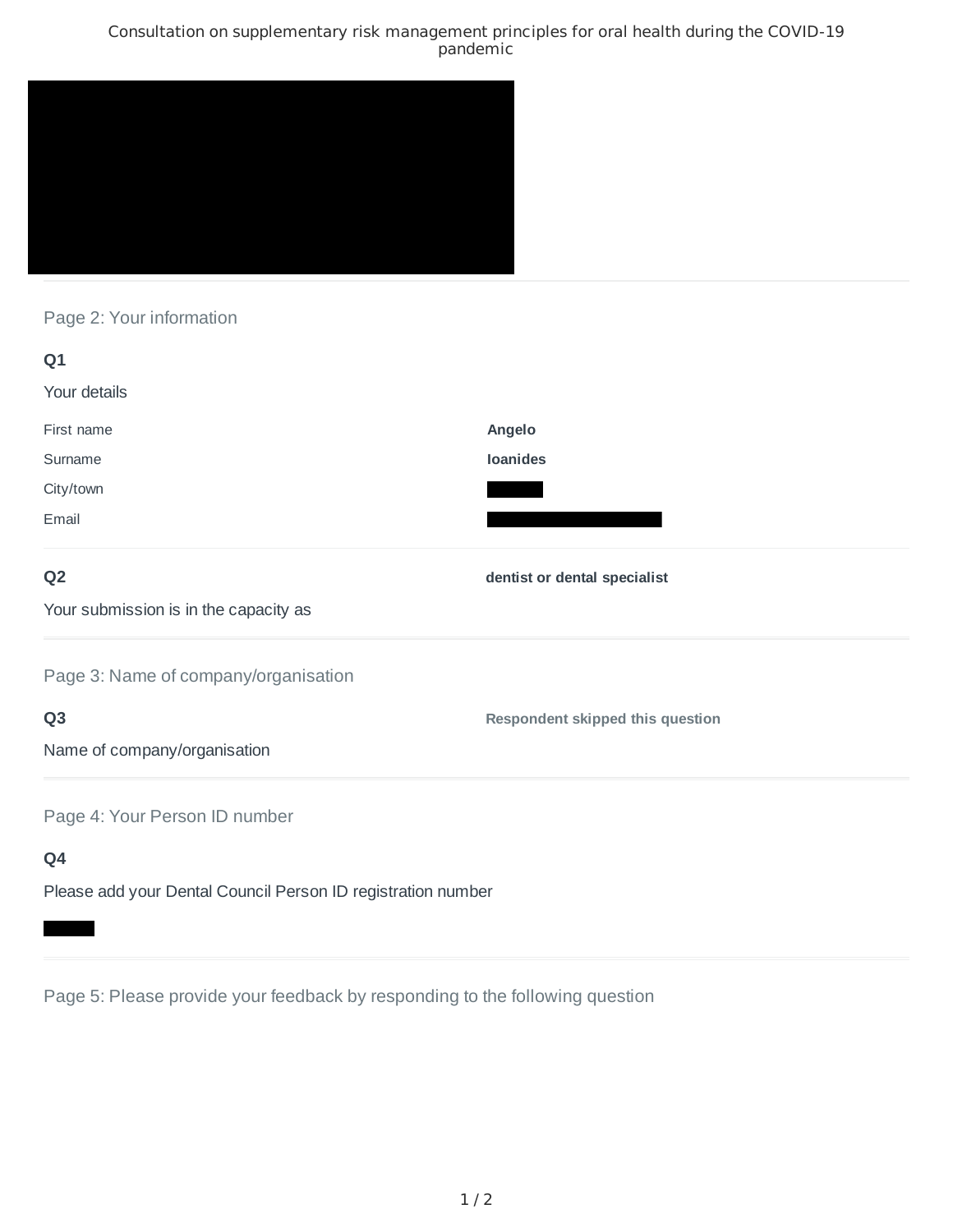Consultation on supplementary risk management principles for oral health during the COVID-19 pandemic

## Page 2: Your information

**Q1**

Your details

| | |
|---|---|
| First name | **Angelo** |
| Surname | **Ioanides** |
| City/town | |
| Email | |

**Q2**

Your submission is in the capacity as

**dentist or dental specialist**

## Page 3: Name of company/organisation

**Q3**

Name of company/organisation

**Respondent skipped this question**

## Page 4: Your Person ID number

**Q4**

Please add your Dental Council Person ID registration number

## Page 5: Please provide your feedback by responding to the following question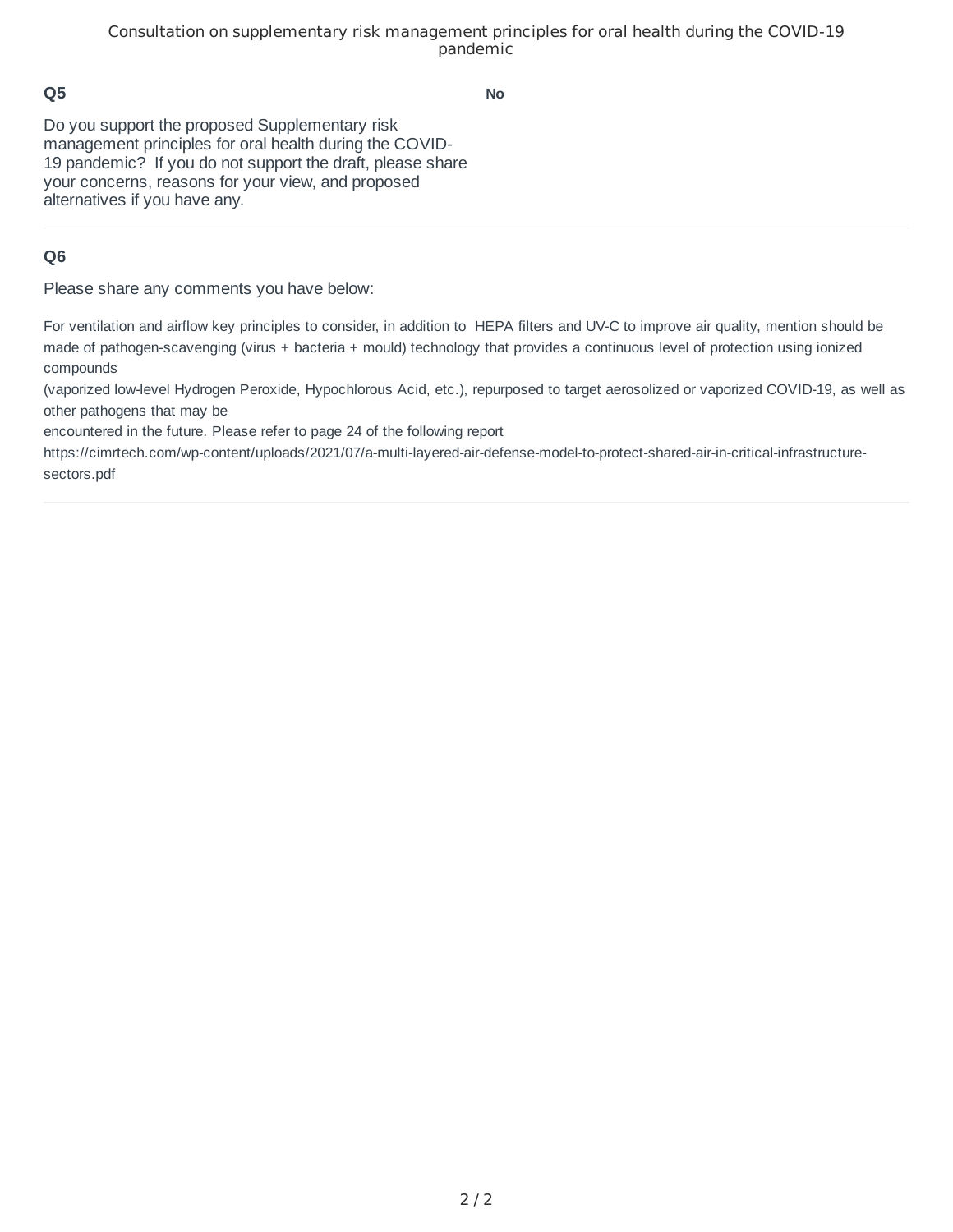### Q5

Do you support the proposed Supplementary risk management principles for oral health during the COVID-19 pandemic? If you do not support the draft, please share your concerns, reasons for your view, and proposed alternatives if you have any.

**No**

### Q6

Please share any comments you have below:

For ventilation and airflow key principles to consider, in addition to HEPA filters and UV-C to improve air quality, mention should be made of pathogen-scavenging (virus + bacteria + mould) technology that provides a continuous level of protection using ionized compounds
(vaporized low-level Hydrogen Peroxide, Hypochlorous Acid, etc.), repurposed to target aerosolized or vaporized COVID-19, as well as other pathogens that may be
encountered in the future. Please refer to page 24 of the following report
https://cimrtech.com/wp-content/uploads/2021/07/a-multi-layered-air-defense-model-to-protect-shared-air-in-critical-infrastructure-sectors.pdf